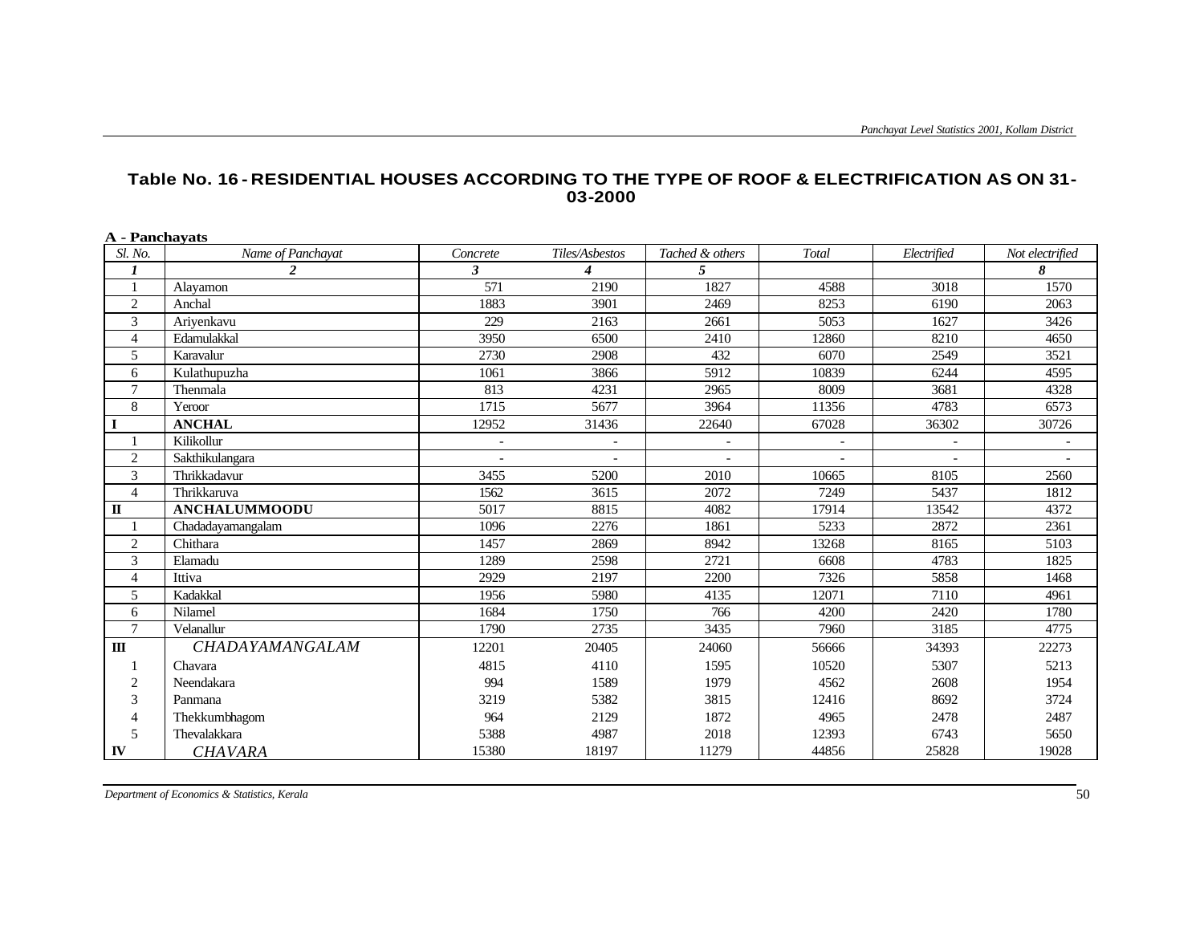## Table No. 16 - RESIDENTIAL HOUSES ACCORDING TO THE TYPE OF ROOF & ELECTRIFICATION AS ON 31-03-2000

**A - Panchayats**

| Sl. No. | Name of Panchayat | Concrete | Tiles/Asbestos | Tached & others | Total | Electrified | Not electrified |
|---|---|---|---|---|---|---|---|
| *1* | *2* | *3* | *4* | *5* | | | *8* |
| 1 | Alayamon | 571 | 2190 | 1827 | 4588 | 3018 | 1570 |
| 2 | Anchal | 1883 | 3901 | 2469 | 8253 | 6190 | 2063 |
| 3 | Ariyenkavu | 229 | 2163 | 2661 | 5053 | 1627 | 3426 |
| 4 | Edamulakkal | 3950 | 6500 | 2410 | 12860 | 8210 | 4650 |
| 5 | Karavalur | 2730 | 2908 | 432 | 6070 | 2549 | 3521 |
| 6 | Kulathupuzha | 1061 | 3866 | 5912 | 10839 | 6244 | 4595 |
| 7 | Thenmala | 813 | 4231 | 2965 | 8009 | 3681 | 4328 |
| 8 | Yeroor | 1715 | 5677 | 3964 | 11356 | 4783 | 6573 |
| **I** | **ANCHAL** | 12952 | 31436 | 22640 | 67028 | 36302 | 30726 |
| 1 | Kilikollur | - | - | - | - | - | - |
| 2 | Sakthikulangara | - | - | - | - | - | - |
| 3 | Thrikkadavur | 3455 | 5200 | 2010 | 10665 | 8105 | 2560 |
| 4 | Thrikkaruva | 1562 | 3615 | 2072 | 7249 | 5437 | 1812 |
| **II** | **ANCHALUMMOODU** | 5017 | 8815 | 4082 | 17914 | 13542 | 4372 |
| 1 | Chadadayamangalam | 1096 | 2276 | 1861 | 5233 | 2872 | 2361 |
| 2 | Chithara | 1457 | 2869 | 8942 | 13268 | 8165 | 5103 |
| 3 | Elamadu | 1289 | 2598 | 2721 | 6608 | 4783 | 1825 |
| 4 | Ittiva | 2929 | 2197 | 2200 | 7326 | 5858 | 1468 |
| 5 | Kadakkal | 1956 | 5980 | 4135 | 12071 | 7110 | 4961 |
| 6 | Nilamel | 1684 | 1750 | 766 | 4200 | 2420 | 1780 |
| 7 | Velanallur | 1790 | 2735 | 3435 | 7960 | 3185 | 4775 |
| **III** | *CHADAYAMANGALAM* | 12201 | 20405 | 24060 | 56666 | 34393 | 22273 |
| 1 | Chavara | 4815 | 4110 | 1595 | 10520 | 5307 | 5213 |
| 2 | Neendakara | 994 | 1589 | 1979 | 4562 | 2608 | 1954 |
| 3 | Panmana | 3219 | 5382 | 3815 | 12416 | 8692 | 3724 |
| 4 | Thekkumbhagom | 964 | 2129 | 1872 | 4965 | 2478 | 2487 |
| 5 | Thevalakkara | 5388 | 4987 | 2018 | 12393 | 6743 | 5650 |
| **IV** | *CHAVARA* | 15380 | 18197 | 11279 | 44856 | 25828 | 19028 |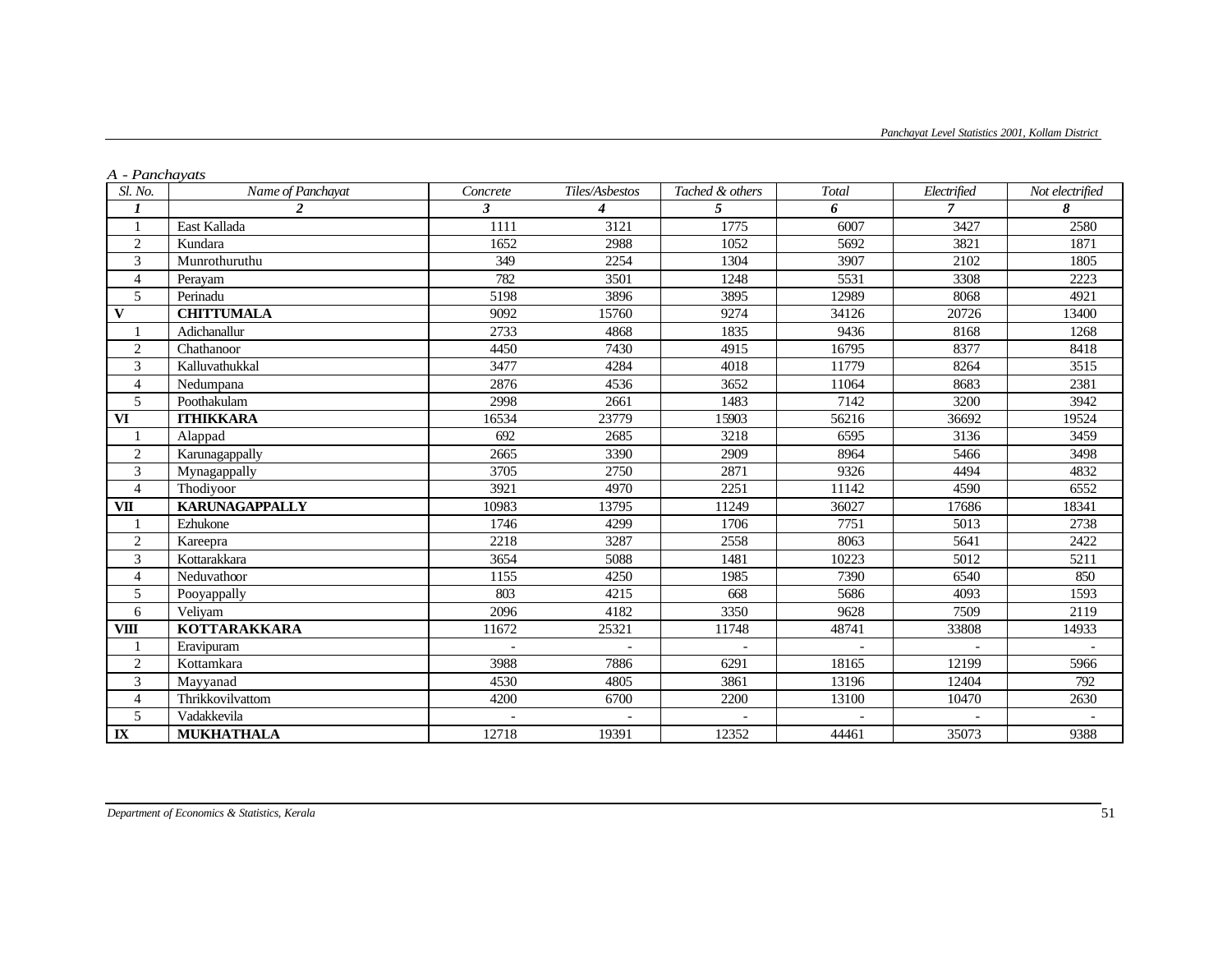*A - Panchayats*

| Sl. No. | Name of Panchayat | Concrete | Tiles/Asbestos | Tached & others | Total | Electrified | Not electrified |
|---|---|---|---|---|---|---|---|
| ***1*** | ***2*** | ***3*** | ***4*** | ***5*** | ***6*** | ***7*** | ***8*** |
| 1 | East Kallada | 1111 | 3121 | 1775 | 6007 | 3427 | 2580 |
| 2 | Kundara | 1652 | 2988 | 1052 | 5692 | 3821 | 1871 |
| 3 | Munrothuruthu | 349 | 2254 | 1304 | 3907 | 2102 | 1805 |
| 4 | Perayam | 782 | 3501 | 1248 | 5531 | 3308 | 2223 |
| 5 | Perinadu | 5198 | 3896 | 3895 | 12989 | 8068 | 4921 |
| **V** | **CHITTUMALA** | 9092 | 15760 | 9274 | 34126 | 20726 | 13400 |
| 1 | Adichanallur | 2733 | 4868 | 1835 | 9436 | 8168 | 1268 |
| 2 | Chathanoor | 4450 | 7430 | 4915 | 16795 | 8377 | 8418 |
| 3 | Kalluvathukkal | 3477 | 4284 | 4018 | 11779 | 8264 | 3515 |
| 4 | Nedumpana | 2876 | 4536 | 3652 | 11064 | 8683 | 2381 |
| 5 | Poothakulam | 2998 | 2661 | 1483 | 7142 | 3200 | 3942 |
| **VI** | **ITHIKKARA** | 16534 | 23779 | 15903 | 56216 | 36692 | 19524 |
| 1 | Alappad | 692 | 2685 | 3218 | 6595 | 3136 | 3459 |
| 2 | Karunagappally | 2665 | 3390 | 2909 | 8964 | 5466 | 3498 |
| 3 | Mynagappally | 3705 | 2750 | 2871 | 9326 | 4494 | 4832 |
| 4 | Thodiyoor | 3921 | 4970 | 2251 | 11142 | 4590 | 6552 |
| **VII** | **KARUNAGAPPALLY** | 10983 | 13795 | 11249 | 36027 | 17686 | 18341 |
| 1 | Ezhukone | 1746 | 4299 | 1706 | 7751 | 5013 | 2738 |
| 2 | Kareepra | 2218 | 3287 | 2558 | 8063 | 5641 | 2422 |
| 3 | Kottarakkara | 3654 | 5088 | 1481 | 10223 | 5012 | 5211 |
| 4 | Neduvathoor | 1155 | 4250 | 1985 | 7390 | 6540 | 850 |
| 5 | Pooyappally | 803 | 4215 | 668 | 5686 | 4093 | 1593 |
| 6 | Veliyam | 2096 | 4182 | 3350 | 9628 | 7509 | 2119 |
| **VIII** | **KOTTARAKKARA** | 11672 | 25321 | 11748 | 48741 | 33808 | 14933 |
| 1 | Eravipuram | - | - | - | - | - | - |
| 2 | Kottamkara | 3988 | 7886 | 6291 | 18165 | 12199 | 5966 |
| 3 | Mayyanad | 4530 | 4805 | 3861 | 13196 | 12404 | 792 |
| 4 | Thrikkovilvattom | 4200 | 6700 | 2200 | 13100 | 10470 | 2630 |
| 5 | Vadakkevila | - | - | - | - | - | - |
| **IX** | **MUKHATHALA** | 12718 | 19391 | 12352 | 44461 | 35073 | 9388 |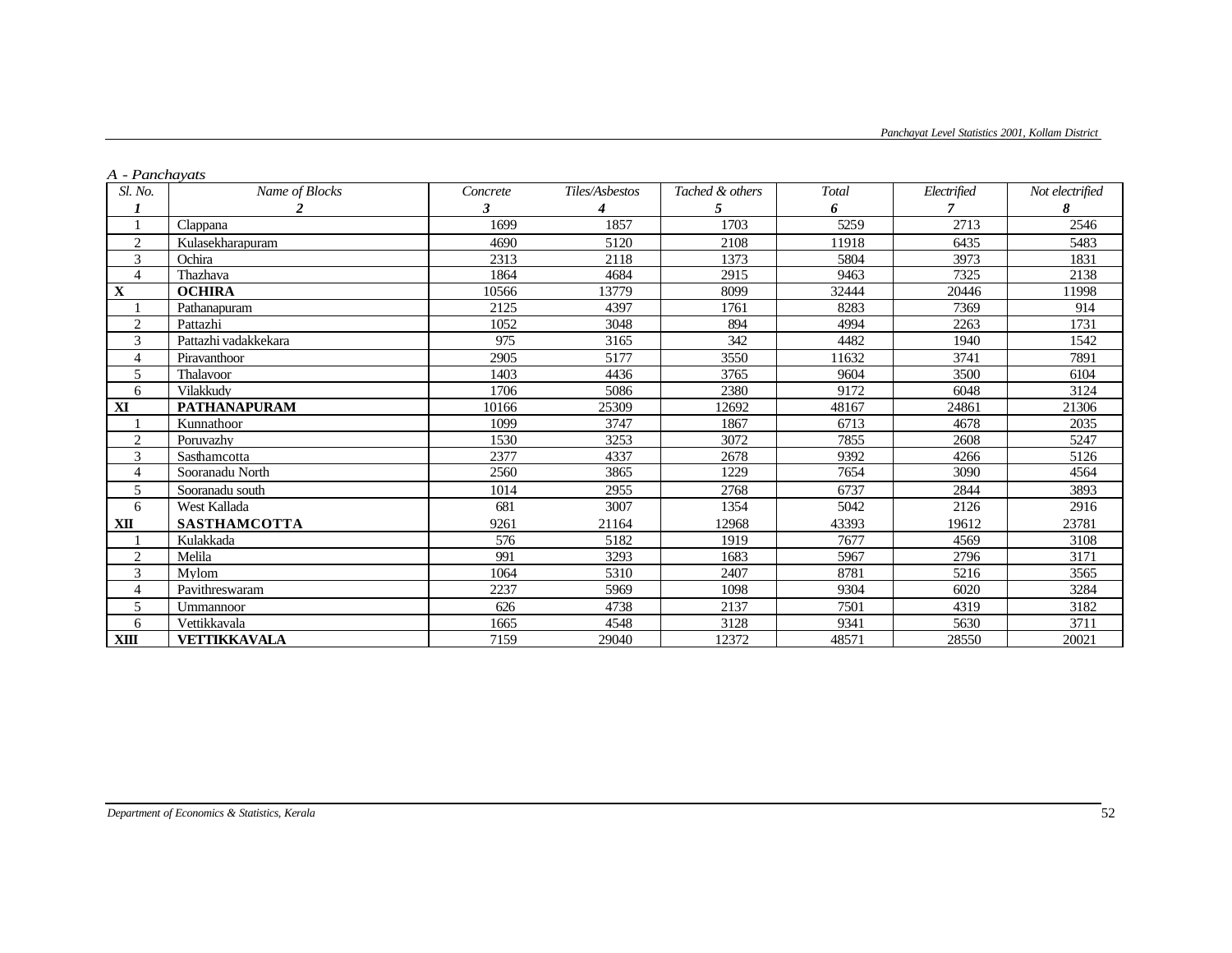*A - Panchayats*

| *Sl. No.* | *Name of Blocks* | *Concrete* | *Tiles/Asbestos* | *Tached & others* | *Total* | *Electrified* | *Not electrified* |
|---|---|---|---|---|---|---|---|
| ***1*** | ***2*** | ***3*** | ***4*** | ***5*** | ***6*** | ***7*** | ***8*** |
| 1 | Clappana | 1699 | 1857 | 1703 | 5259 | 2713 | 2546 |
| 2 | Kulasekharapuram | 4690 | 5120 | 2108 | 11918 | 6435 | 5483 |
| 3 | Ochira | 2313 | 2118 | 1373 | 5804 | 3973 | 1831 |
| 4 | Thazhava | 1864 | 4684 | 2915 | 9463 | 7325 | 2138 |
| **X** | **OCHIRA** | 10566 | 13779 | 8099 | 32444 | 20446 | 11998 |
| 1 | Pathanapuram | 2125 | 4397 | 1761 | 8283 | 7369 | 914 |
| 2 | Pattazhi | 1052 | 3048 | 894 | 4994 | 2263 | 1731 |
| 3 | Pattazhi vadakkekara | 975 | 3165 | 342 | 4482 | 1940 | 1542 |
| 4 | Piravanthoor | 2905 | 5177 | 3550 | 11632 | 3741 | 7891 |
| 5 | Thalavoor | 1403 | 4436 | 3765 | 9604 | 3500 | 6104 |
| 6 | Vilakkudy | 1706 | 5086 | 2380 | 9172 | 6048 | 3124 |
| **XI** | **PATHANAPURAM** | 10166 | 25309 | 12692 | 48167 | 24861 | 21306 |
| 1 | Kunnathoor | 1099 | 3747 | 1867 | 6713 | 4678 | 2035 |
| 2 | Poruvazhy | 1530 | 3253 | 3072 | 7855 | 2608 | 5247 |
| 3 | Sasthamcotta | 2377 | 4337 | 2678 | 9392 | 4266 | 5126 |
| 4 | Sooranadu North | 2560 | 3865 | 1229 | 7654 | 3090 | 4564 |
| 5 | Sooranadu south | 1014 | 2955 | 2768 | 6737 | 2844 | 3893 |
| 6 | West Kallada | 681 | 3007 | 1354 | 5042 | 2126 | 2916 |
| **XII** | **SASTHAMCOTTA** | 9261 | 21164 | 12968 | 43393 | 19612 | 23781 |
| 1 | Kulakkada | 576 | 5182 | 1919 | 7677 | 4569 | 3108 |
| 2 | Melila | 991 | 3293 | 1683 | 5967 | 2796 | 3171 |
| 3 | Mylom | 1064 | 5310 | 2407 | 8781 | 5216 | 3565 |
| 4 | Pavithreswaram | 2237 | 5969 | 1098 | 9304 | 6020 | 3284 |
| 5 | Ummannoor | 626 | 4738 | 2137 | 7501 | 4319 | 3182 |
| 6 | Vettikkavala | 1665 | 4548 | 3128 | 9341 | 5630 | 3711 |
| **XIII** | **VETTIKKAVALA** | 7159 | 29040 | 12372 | 48571 | 28550 | 20021 |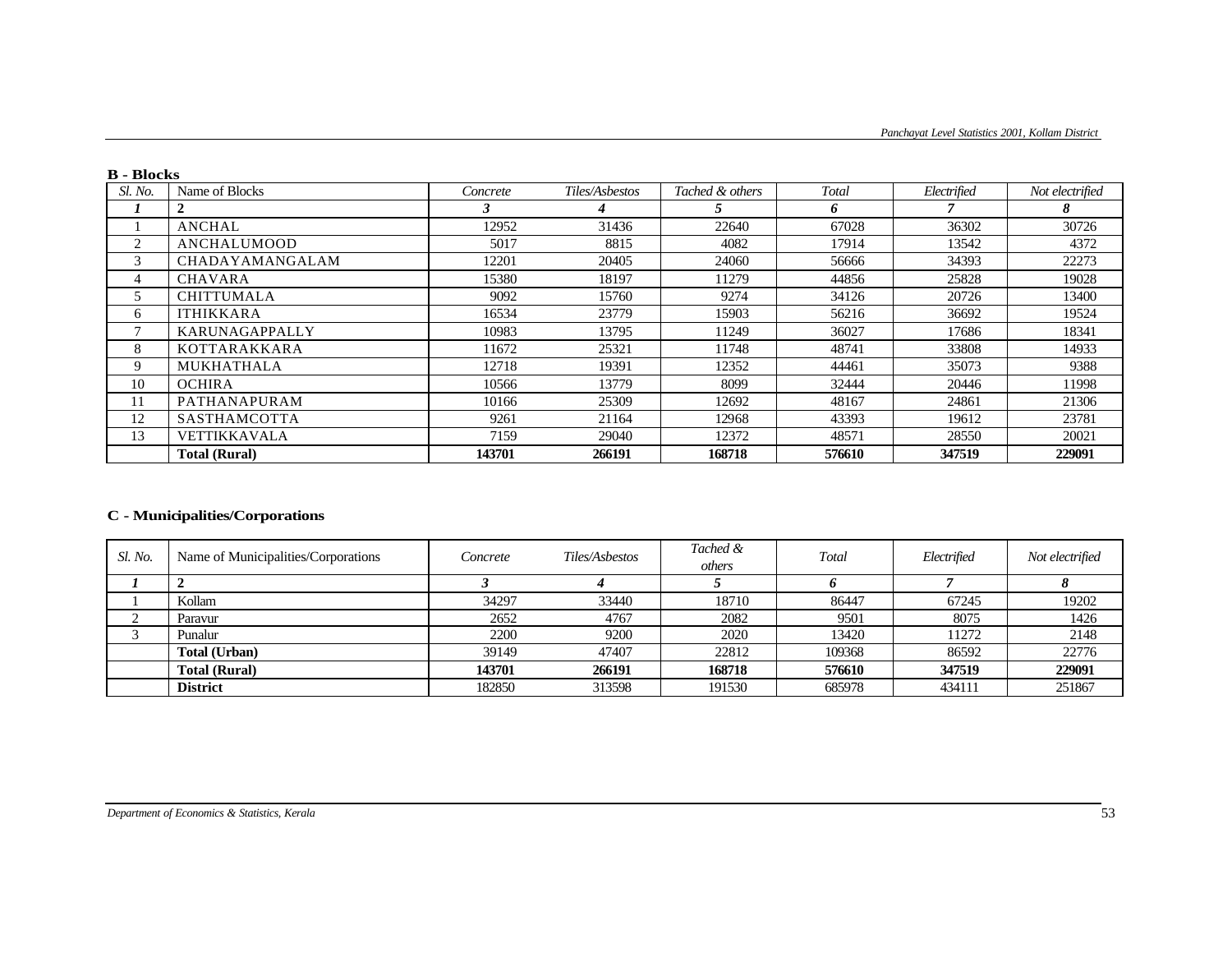**B - Blocks**

| *Sl. No.* | Name of Blocks | *Concrete* | *Tiles/Asbestos* | *Tached & others* | *Total* | *Electrified* | *Not electrified* |
|---|---|---|---|---|---|---|---|
| ***1*** | **2** | ***3*** | ***4*** | ***5*** | ***6*** | ***7*** | ***8*** |
| 1 | ANCHAL | 12952 | 31436 | 22640 | 67028 | 36302 | 30726 |
| 2 | ANCHALUMOOD | 5017 | 8815 | 4082 | 17914 | 13542 | 4372 |
| 3 | CHADAYAMANGALAM | 12201 | 20405 | 24060 | 56666 | 34393 | 22273 |
| 4 | CHAVARA | 15380 | 18197 | 11279 | 44856 | 25828 | 19028 |
| 5 | CHITTUMALA | 9092 | 15760 | 9274 | 34126 | 20726 | 13400 |
| 6 | ITHIKKARA | 16534 | 23779 | 15903 | 56216 | 36692 | 19524 |
| 7 | KARUNAGAPPALLY | 10983 | 13795 | 11249 | 36027 | 17686 | 18341 |
| 8 | KOTTARAKKARA | 11672 | 25321 | 11748 | 48741 | 33808 | 14933 |
| 9 | MUKHATHALA | 12718 | 19391 | 12352 | 44461 | 35073 | 9388 |
| 10 | OCHIRA | 10566 | 13779 | 8099 | 32444 | 20446 | 11998 |
| 11 | PATHANAPURAM | 10166 | 25309 | 12692 | 48167 | 24861 | 21306 |
| 12 | SASTHAMCOTTA | 9261 | 21164 | 12968 | 43393 | 19612 | 23781 |
| 13 | VETTIKKAVALA | 7159 | 29040 | 12372 | 48571 | 28550 | 20021 |
| | **Total (Rural)** | **143701** | **266191** | **168718** | **576610** | **347519** | **229091** |

**C - Municipalities/Corporations**

| *Sl. No.* | Name of Municipalities/Corporations | *Concrete* | *Tiles/Asbestos* | *Tached & others* | *Total* | *Electrified* | *Not electrified* |
|---|---|---|---|---|---|---|---|
| ***1*** | **2** | ***3*** | ***4*** | ***5*** | ***6*** | ***7*** | ***8*** |
| 1 | Kollam | 34297 | 33440 | 18710 | 86447 | 67245 | 19202 |
| 2 | Paravur | 2652 | 4767 | 2082 | 9501 | 8075 | 1426 |
| 3 | Punalur | 2200 | 9200 | 2020 | 13420 | 11272 | 2148 |
| | **Total (Urban)** | 39149 | 47407 | 22812 | 109368 | 86592 | 22776 |
| | **Total (Rural)** | **143701** | **266191** | **168718** | **576610** | **347519** | **229091** |
| | **District** | 182850 | 313598 | 191530 | 685978 | 434111 | 251867 |